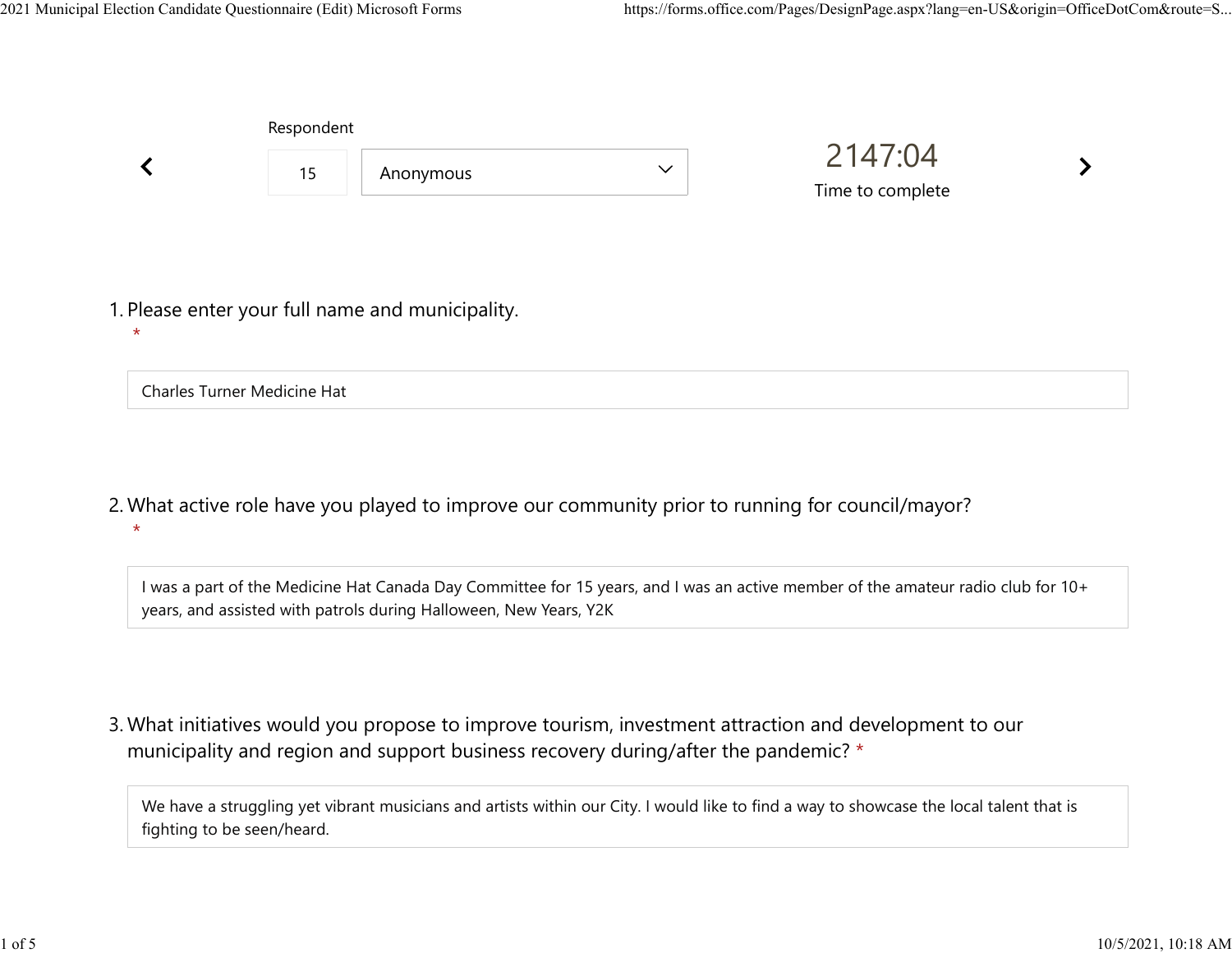Respondent

15 | Anonymous

2147:04

Time to complete

1. Please enter your full name and municipality. *

Charles Turner Medicine Hat

2. What active role have you played to improve our community prior to running for council/mayor? *

I was a part of the Medicine Hat Canada Day Committee for 15 years, and I was an active member of the amateur radio club for 10+ years, and assisted with patrols during Halloween, New Years, Y2K

3. What initiatives would you propose to improve tourism, investment attraction and development to our municipality and region and support business recovery during/after the pandemic? *

We have a struggling yet vibrant musicians and artists within our City. I would like to find a way to showcase the local talent that is fighting to be seen/heard.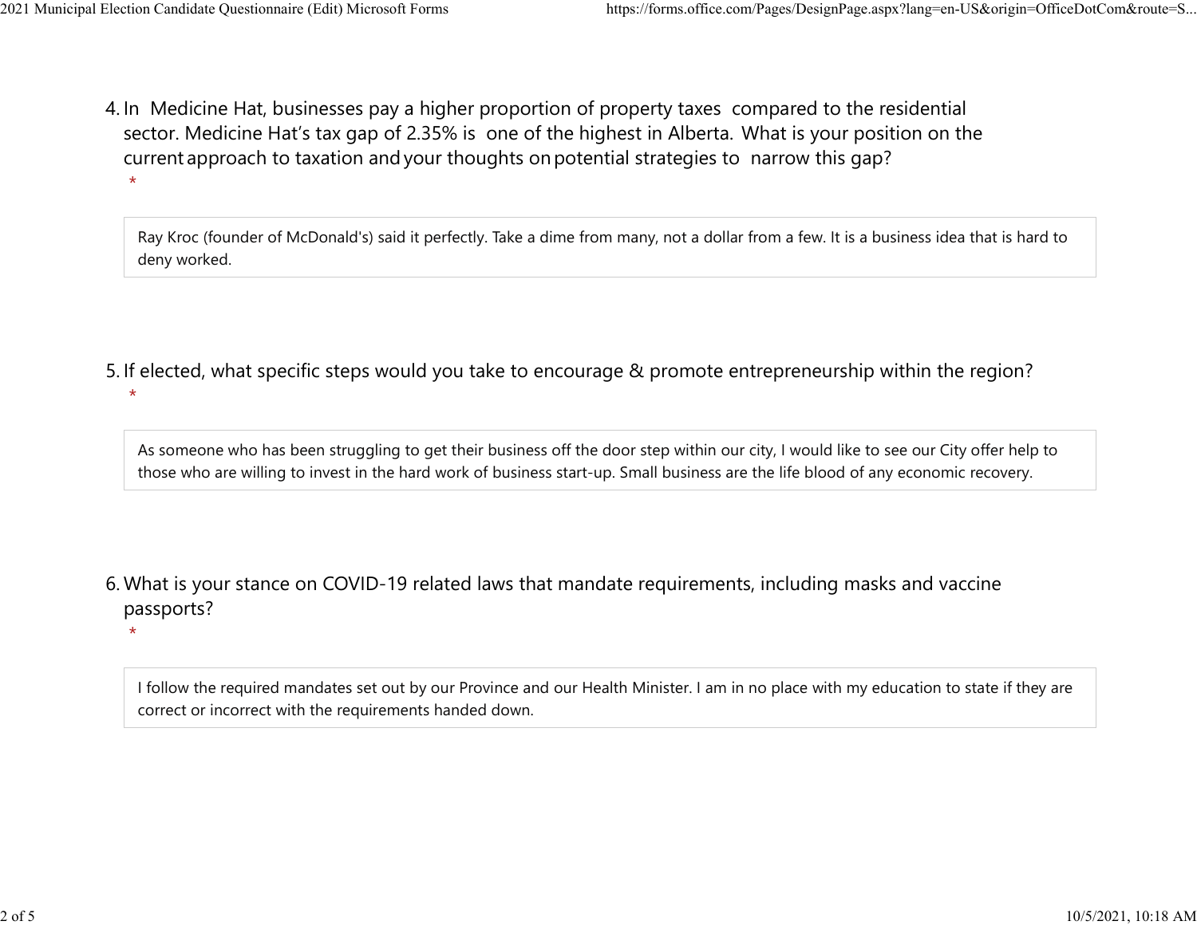4. In Medicine Hat, businesses pay a higher proportion of property taxes compared to the residential sector. Medicine Hat's tax gap of 2.35% is one of the highest in Alberta. What is your position on the current approach to taxation and your thoughts on potential strategies to narrow this gap?
*

> Ray Kroc (founder of McDonald's) said it perfectly. Take a dime from many, not a dollar from a few. It is a business idea that is hard to deny worked.

5. If elected, what specific steps would you take to encourage & promote entrepreneurship within the region?
*

> As someone who has been struggling to get their business off the door step within our city, I would like to see our City offer help to those who are willing to invest in the hard work of business start-up. Small business are the life blood of any economic recovery.

6. What is your stance on COVID-19 related laws that mandate requirements, including masks and vaccine passports?
*

> I follow the required mandates set out by our Province and our Health Minister. I am in no place with my education to state if they are correct or incorrect with the requirements handed down.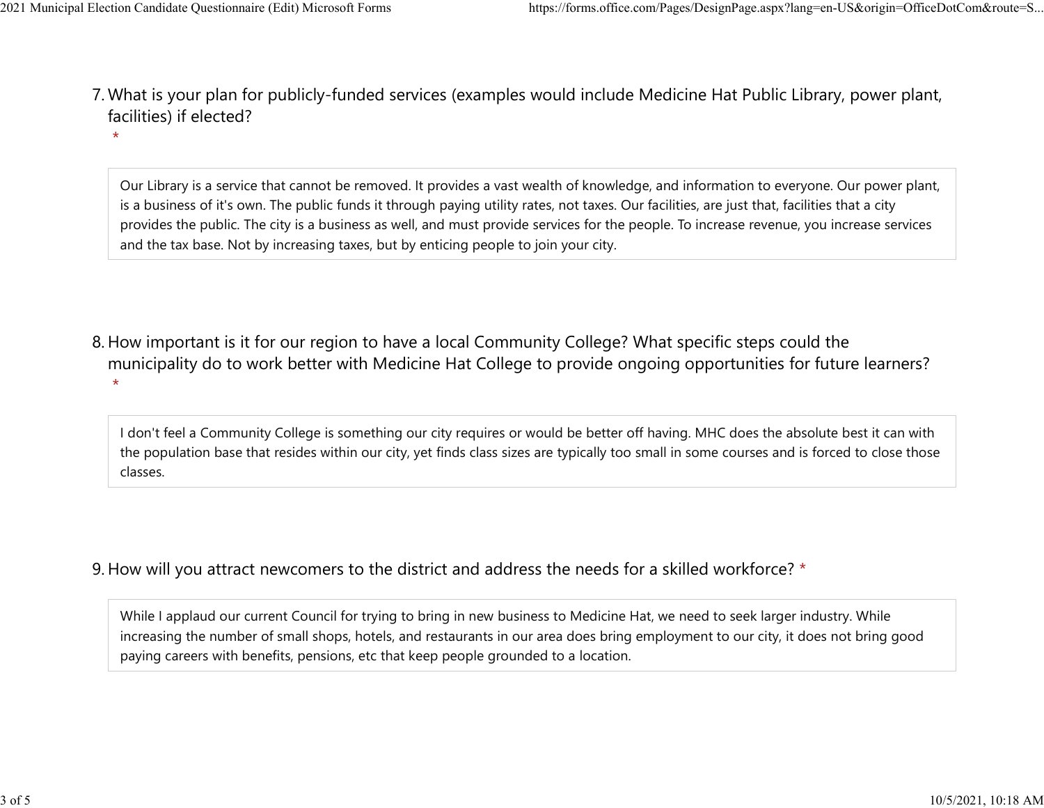7. What is your plan for publicly-funded services (examples would include Medicine Hat Public Library, power plant, facilities) if elected? *

> Our Library is a service that cannot be removed. It provides a vast wealth of knowledge, and information to everyone. Our power plant, is a business of it's own. The public funds it through paying utility rates, not taxes. Our facilities, are just that, facilities that a city provides the public. The city is a business as well, and must provide services for the people. To increase revenue, you increase services and the tax base. Not by increasing taxes, but by enticing people to join your city.

8. How important is it for our region to have a local Community College? What specific steps could the municipality do to work better with Medicine Hat College to provide ongoing opportunities for future learners? *

> I don't feel a Community College is something our city requires or would be better off having. MHC does the absolute best it can with the population base that resides within our city, yet finds class sizes are typically too small in some courses and is forced to close those classes.

9. How will you attract newcomers to the district and address the needs for a skilled workforce? *

> While I applaud our current Council for trying to bring in new business to Medicine Hat, we need to seek larger industry. While increasing the number of small shops, hotels, and restaurants in our area does bring employment to our city, it does not bring good paying careers with benefits, pensions, etc that keep people grounded to a location.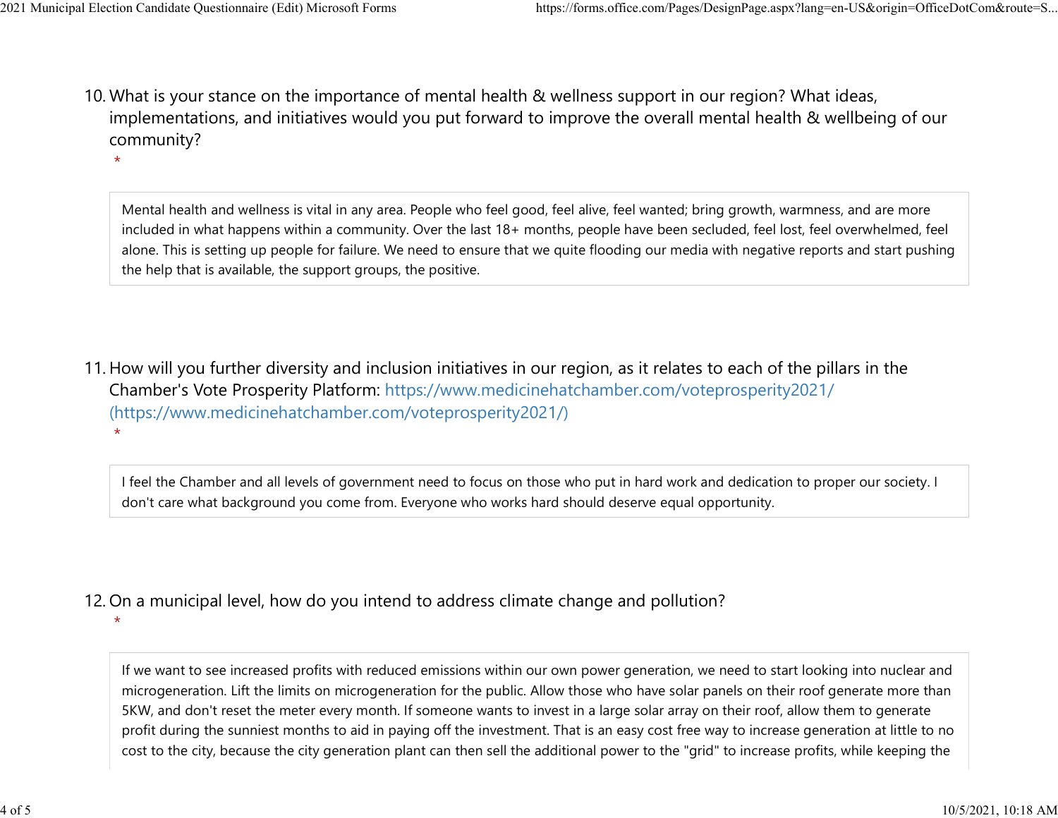10. What is your stance on the importance of mental health & wellness support in our region? What ideas, implementations, and initiatives would you put forward to improve the overall mental health & wellbeing of our community?
*

Mental health and wellness is vital in any area. People who feel good, feel alive, feel wanted; bring growth, warmness, and are more included in what happens within a community. Over the last 18+ months, people have been secluded, feel lost, feel overwhelmed, feel alone. This is setting up people for failure. We need to ensure that we quite flooding our media with negative reports and start pushing the help that is available, the support groups, the positive.

11. How will you further diversity and inclusion initiatives in our region, as it relates to each of the pillars in the Chamber's Vote Prosperity Platform: https://www.medicinehatchamber.com/voteprosperity2021/ (https://www.medicinehatchamber.com/voteprosperity2021/)
*

I feel the Chamber and all levels of government need to focus on those who put in hard work and dedication to proper our society. I don't care what background you come from. Everyone who works hard should deserve equal opportunity.

12. On a municipal level, how do you intend to address climate change and pollution?
*

If we want to see increased profits with reduced emissions within our own power generation, we need to start looking into nuclear and microgeneration. Lift the limits on microgeneration for the public. Allow those who have solar panels on their roof generate more than 5KW, and don't reset the meter every month. If someone wants to invest in a large solar array on their roof, allow them to generate profit during the sunniest months to aid in paying off the investment. That is an easy cost free way to increase generation at little to no cost to the city, because the city generation plant can then sell the additional power to the "grid" to increase profits, while keeping the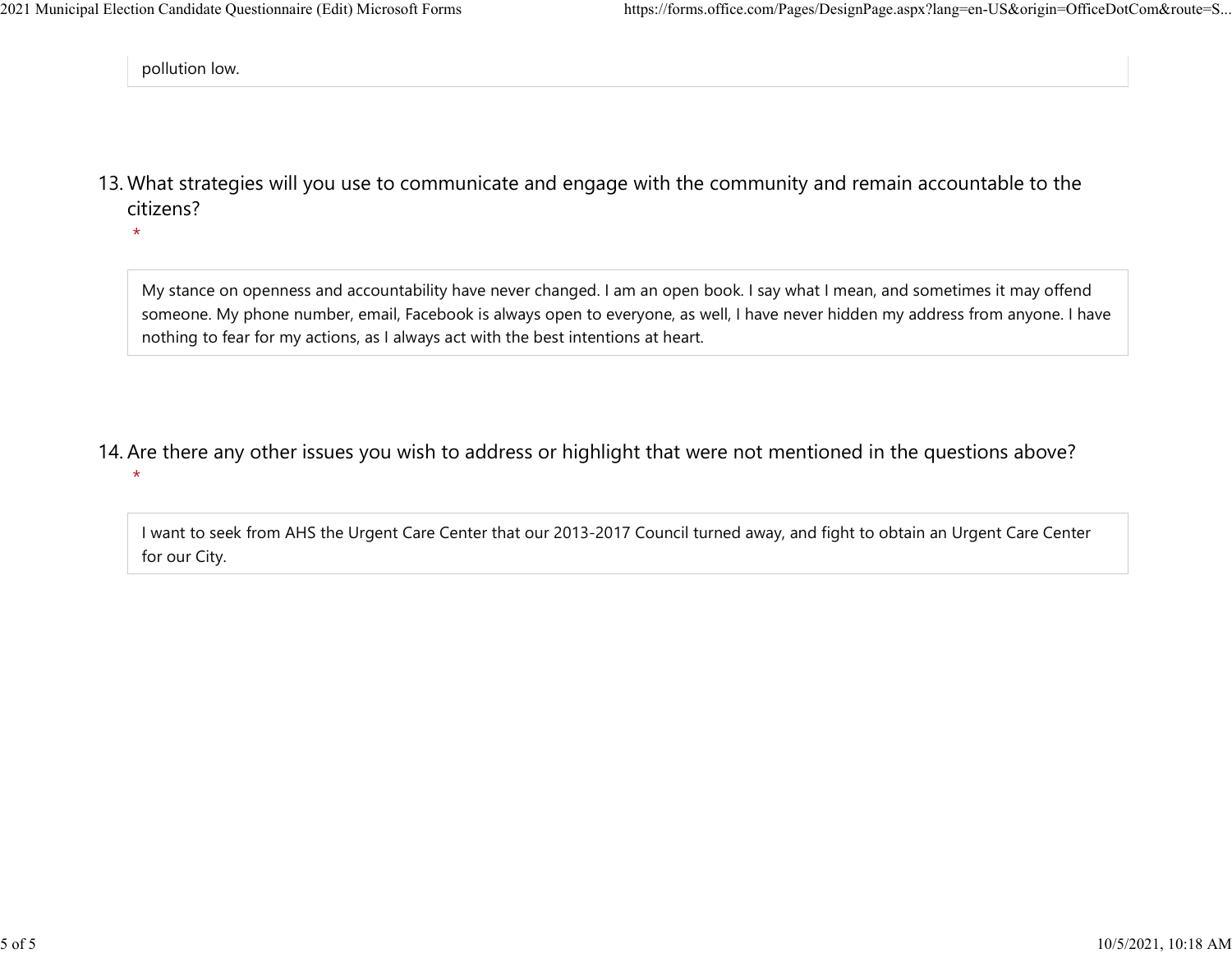pollution low.

13. What strategies will you use to communicate and engage with the community and remain accountable to the citizens?
*

My stance on openness and accountability have never changed. I am an open book. I say what I mean, and sometimes it may offend someone. My phone number, email, Facebook is always open to everyone, as well, I have never hidden my address from anyone. I have nothing to fear for my actions, as I always act with the best intentions at heart.

14. Are there any other issues you wish to address or highlight that were not mentioned in the questions above?
*

I want to seek from AHS the Urgent Care Center that our 2013-2017 Council turned away, and fight to obtain an Urgent Care Center for our City.